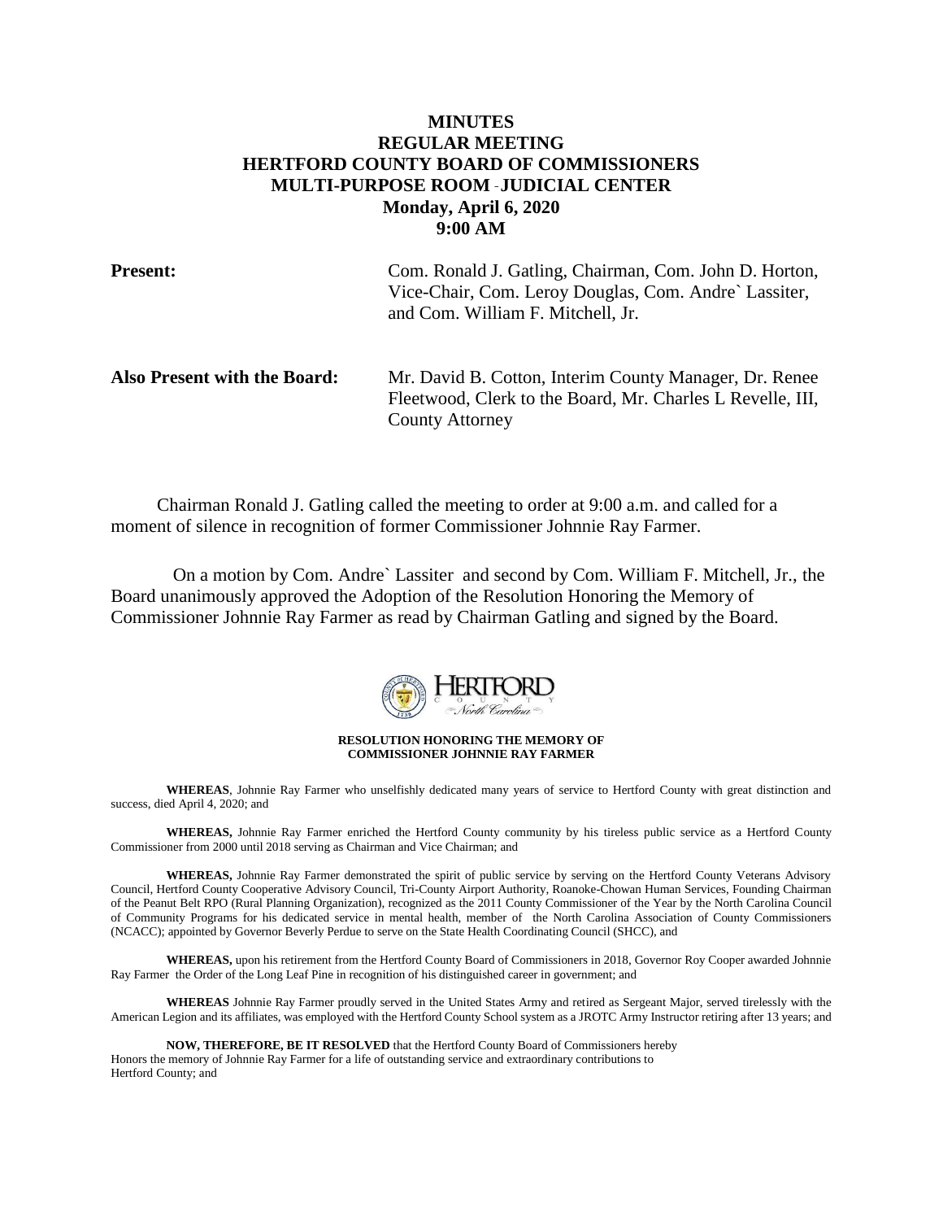# MINUTES
# REGULAR MEETING
# HERTFORD COUNTY BOARD OF COMMISSIONERS
# MULTI-PURPOSE ROOM - JUDICIAL CENTER
## Monday, April 6, 2020
## 9:00 AM

**Present:** Com. Ronald J. Gatling, Chairman, Com. John D. Horton, Vice-Chair, Com. Leroy Douglas, Com. Andre` Lassiter, and Com. William F. Mitchell, Jr.

**Also Present with the Board:** Mr. David B. Cotton, Interim County Manager, Dr. Renee Fleetwood, Clerk to the Board, Mr. Charles L Revelle, III, County Attorney

Chairman Ronald J. Gatling called the meeting to order at 9:00 a.m. and called for a moment of silence in recognition of former Commissioner Johnnie Ray Farmer.

On a motion by Com. Andre` Lassiter and second by Com. William F. Mitchell, Jr., the Board unanimously approved the Adoption of the Resolution Honoring the Memory of Commissioner Johnnie Ray Farmer as read by Chairman Gatling and signed by the Board.

HERTFORD COUNTY North Carolina

**RESOLUTION HONORING THE MEMORY OF COMMISSIONER JOHNNIE RAY FARMER**

**WHEREAS**, Johnnie Ray Farmer who unselfishly dedicated many years of service to Hertford County with great distinction and success, died April 4, 2020; and

**WHEREAS,** Johnnie Ray Farmer enriched the Hertford County community by his tireless public service as a Hertford County Commissioner from 2000 until 2018 serving as Chairman and Vice Chairman; and

**WHEREAS,** Johnnie Ray Farmer demonstrated the spirit of public service by serving on the Hertford County Veterans Advisory Council, Hertford County Cooperative Advisory Council, Tri-County Airport Authority, Roanoke-Chowan Human Services, Founding Chairman of the Peanut Belt RPO (Rural Planning Organization), recognized as the 2011 County Commissioner of the Year by the North Carolina Council of Community Programs for his dedicated service in mental health, member of the North Carolina Association of County Commissioners (NCACC); appointed by Governor Beverly Perdue to serve on the State Health Coordinating Council (SHCC), and

**WHEREAS,** upon his retirement from the Hertford County Board of Commissioners in 2018, Governor Roy Cooper awarded Johnnie Ray Farmer the Order of the Long Leaf Pine in recognition of his distinguished career in government; and

**WHEREAS** Johnnie Ray Farmer proudly served in the United States Army and retired as Sergeant Major, served tirelessly with the American Legion and its affiliates, was employed with the Hertford County School system as a JROTC Army Instructor retiring after 13 years; and

**NOW, THEREFORE, BE IT RESOLVED** that the Hertford County Board of Commissioners hereby Honors the memory of Johnnie Ray Farmer for a life of outstanding service and extraordinary contributions to Hertford County; and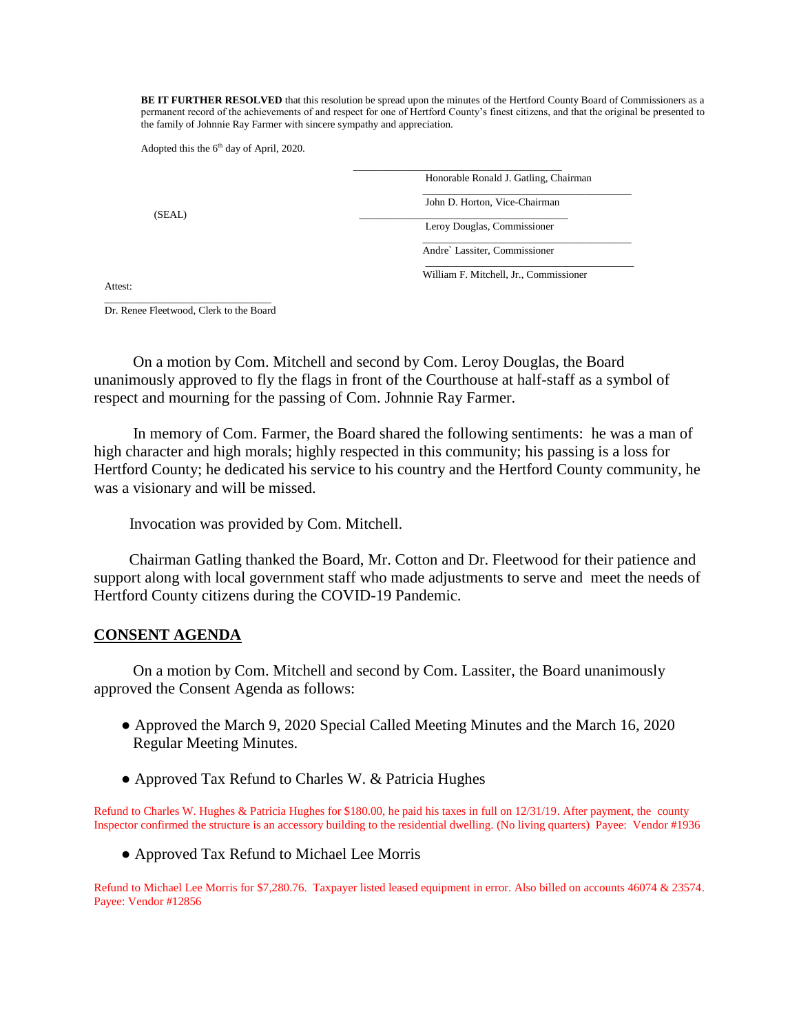**BE IT FURTHER RESOLVED** that this resolution be spread upon the minutes of the Hertford County Board of Commissioners as a permanent record of the achievements of and respect for one of Hertford County's finest citizens, and that the original be presented to the family of Johnnie Ray Farmer with sincere sympathy and appreciation.

Adopted this the 6th day of April, 2020.

\_\_\_\_\_\_\_\_\_\_\_\_\_\_\_\_\_\_\_\_\_\_\_\_\_\_\_\_\_\_\_\_\_\_\_\_\_\_\_\_
Honorable Ronald J. Gatling, Chairman

\_\_\_\_\_\_\_\_\_\_\_\_\_\_\_\_\_\_\_\_\_\_\_\_\_\_\_\_\_\_\_\_\_\_\_\_\_\_\_\_
John D. Horton, Vice-Chairman

(SEAL)

\_\_\_\_\_\_\_\_\_\_\_\_\_\_\_\_\_\_\_\_\_\_\_\_\_\_\_\_\_\_\_\_\_\_\_\_\_\_\_\_
Leroy Douglas, Commissioner

\_\_\_\_\_\_\_\_\_\_\_\_\_\_\_\_\_\_\_\_\_\_\_\_\_\_\_\_\_\_\_\_\_\_\_\_\_\_\_\_
Andre` Lassiter, Commissioner

\_\_\_\_\_\_\_\_\_\_\_\_\_\_\_\_\_\_\_\_\_\_\_\_\_\_\_\_\_\_\_\_\_\_\_\_\_\_\_\_
William F. Mitchell, Jr., Commissioner

Attest:

\_\_\_\_\_\_\_\_\_\_\_\_\_\_\_\_\_\_\_\_\_\_\_\_\_\_\_\_\_\_\_\_
Dr. Renee Fleetwood, Clerk to the Board

On a motion by Com. Mitchell and second by Com. Leroy Douglas, the Board unanimously approved to fly the flags in front of the Courthouse at half-staff as a symbol of respect and mourning for the passing of Com. Johnnie Ray Farmer.

In memory of Com. Farmer, the Board shared the following sentiments: he was a man of high character and high morals; highly respected in this community; his passing is a loss for Hertford County; he dedicated his service to his country and the Hertford County community, he was a visionary and will be missed.

Invocation was provided by Com. Mitchell.

Chairman Gatling thanked the Board, Mr. Cotton and Dr. Fleetwood for their patience and support along with local government staff who made adjustments to serve and meet the needs of Hertford County citizens during the COVID-19 Pandemic.

## CONSENT AGENDA

On a motion by Com. Mitchell and second by Com. Lassiter, the Board unanimously approved the Consent Agenda as follows:

- Approved the March 9, 2020 Special Called Meeting Minutes and the March 16, 2020 Regular Meeting Minutes.

- Approved Tax Refund to Charles W. & Patricia Hughes

Refund to Charles W. Hughes & Patricia Hughes for $180.00, he paid his taxes in full on 12/31/19. After payment, the county Inspector confirmed the structure is an accessory building to the residential dwelling. (No living quarters) Payee: Vendor #1936

- Approved Tax Refund to Michael Lee Morris

Refund to Michael Lee Morris for $7,280.76. Taxpayer listed leased equipment in error. Also billed on accounts 46074 & 23574. Payee: Vendor #12856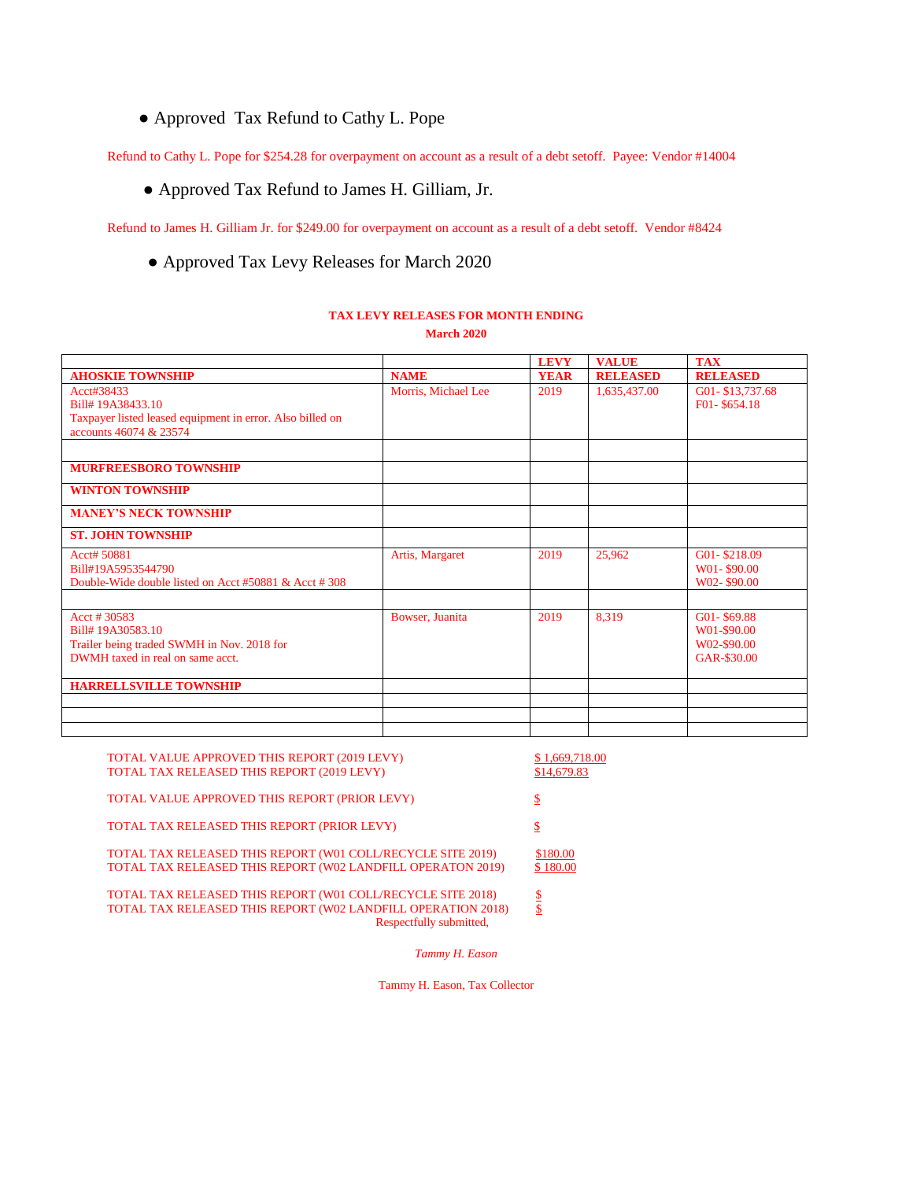- Approved Tax Refund to Cathy L. Pope

Refund to Cathy L. Pope for $254.28 for overpayment on account as a result of a debt setoff. Payee: Vendor #14004

- Approved Tax Refund to James H. Gilliam, Jr.

Refund to James H. Gilliam Jr. for $249.00 for overpayment on account as a result of a debt setoff. Vendor #8424

- Approved Tax Levy Releases for March 2020

**TAX LEVY RELEASES FOR MONTH ENDING**

**March 2020**

| AHOSKIE TOWNSHIP | NAME | LEVY YEAR | VALUE RELEASED | TAX RELEASED |
|---|---|---|---|---|
| Acct#38433<br>Bill# 19A38433.10<br>Taxpayer listed leased equipment in error. Also billed on accounts 46074 & 23574 | Morris, Michael Lee | 2019 | 1,635,437.00 | G01- $13,737.68<br>F01- $654.18 |
| | | | | |
| **MURFREESBORO TOWNSHIP** | | | | |
| **WINTON TOWNSHIP** | | | | |
| **MANEY'S NECK TOWNSHIP** | | | | |
| **ST. JOHN TOWNSHIP** | | | | |
| Acct# 50881<br>Bill#19A5953544790<br>Double-Wide double listed on Acct #50881 & Acct # 308 | Artis, Margaret | 2019 | 25,962 | G01- $218.09<br>W01- $90.00<br>W02- $90.00 |
| | | | | |
| Acct # 30583<br>Bill# 19A30583.10<br>Trailer being traded SWMH in Nov. 2018 for DWMH taxed in real on same acct. | Bowser, Juanita | 2019 | 8,319 | G01- $69.88<br>W01-$90.00<br>W02-$90.00<br>GAR-$30.00 |
| **HARRELLSVILLE TOWNSHIP** | | | | |
| | | | | |
| | | | | |
| | | | | |

TOTAL VALUE APPROVED THIS REPORT (2019 LEVY) $ 1,669,718.00
TOTAL TAX RELEASED THIS REPORT (2019 LEVY) $14,679.83

TOTAL VALUE APPROVED THIS REPORT (PRIOR LEVY) $

TOTAL TAX RELEASED THIS REPORT (PRIOR LEVY) $

TOTAL TAX RELEASED THIS REPORT (W01 COLL/RECYCLE SITE 2019) $180.00
TOTAL TAX RELEASED THIS REPORT (W02 LANDFILL OPERATON 2019) $ 180.00

TOTAL TAX RELEASED THIS REPORT (W01 COLL/RECYCLE SITE 2018) $
TOTAL TAX RELEASED THIS REPORT (W02 LANDFILL OPERATION 2018) $

Respectfully submitted,

*Tammy H. Eason*

Tammy H. Eason, Tax Collector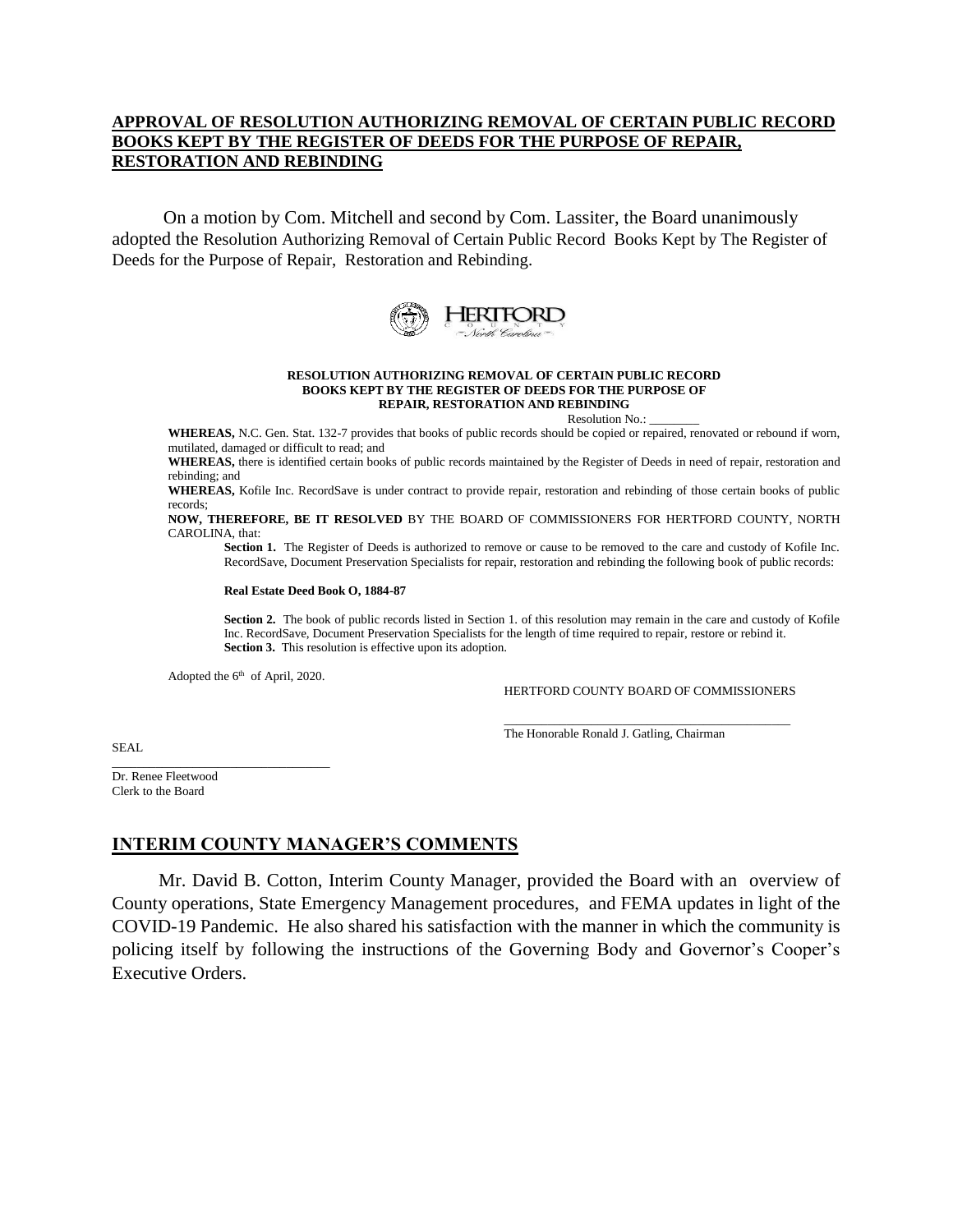## APPROVAL OF RESOLUTION AUTHORIZING REMOVAL OF CERTAIN PUBLIC RECORD BOOKS KEPT BY THE REGISTER OF DEEDS FOR THE PURPOSE OF REPAIR, RESTORATION AND REBINDING

On a motion by Com. Mitchell and second by Com. Lassiter, the Board unanimously adopted the Resolution Authorizing Removal of Certain Public Record Books Kept by The Register of Deeds for the Purpose of Repair, Restoration and Rebinding.

HERTFORD COUNTY North Carolina

**RESOLUTION AUTHORIZING REMOVAL OF CERTAIN PUBLIC RECORD BOOKS KEPT BY THE REGISTER OF DEEDS FOR THE PURPOSE OF REPAIR, RESTORATION AND REBINDING**

Resolution No.: ________

**WHEREAS,** N.C. Gen. Stat. 132-7 provides that books of public records should be copied or repaired, renovated or rebound if worn, mutilated, damaged or difficult to read; and

**WHEREAS,** there is identified certain books of public records maintained by the Register of Deeds in need of repair, restoration and rebinding; and

**WHEREAS,** Kofile Inc. RecordSave is under contract to provide repair, restoration and rebinding of those certain books of public records;

**NOW, THEREFORE, BE IT RESOLVED** BY THE BOARD OF COMMISSIONERS FOR HERTFORD COUNTY, NORTH CAROLINA, that:

**Section 1.** The Register of Deeds is authorized to remove or cause to be removed to the care and custody of Kofile Inc. RecordSave, Document Preservation Specialists for repair, restoration and rebinding the following book of public records:

**Real Estate Deed Book O, 1884-87**

**Section 2.** The book of public records listed in Section 1. of this resolution may remain in the care and custody of Kofile Inc. RecordSave, Document Preservation Specialists for the length of time required to repair, restore or rebind it.

**Section 3.** This resolution is effective upon its adoption.

Adopted the 6th of April, 2020.

HERTFORD COUNTY BOARD OF COMMISSIONERS

______________________________________________
The Honorable Ronald J. Gatling, Chairman

SEAL

________________________________
Dr. Renee Fleetwood
Clerk to the Board

## INTERIM COUNTY MANAGER'S COMMENTS

Mr. David B. Cotton, Interim County Manager, provided the Board with an overview of County operations, State Emergency Management procedures, and FEMA updates in light of the COVID-19 Pandemic. He also shared his satisfaction with the manner in which the community is policing itself by following the instructions of the Governing Body and Governor's Cooper's Executive Orders.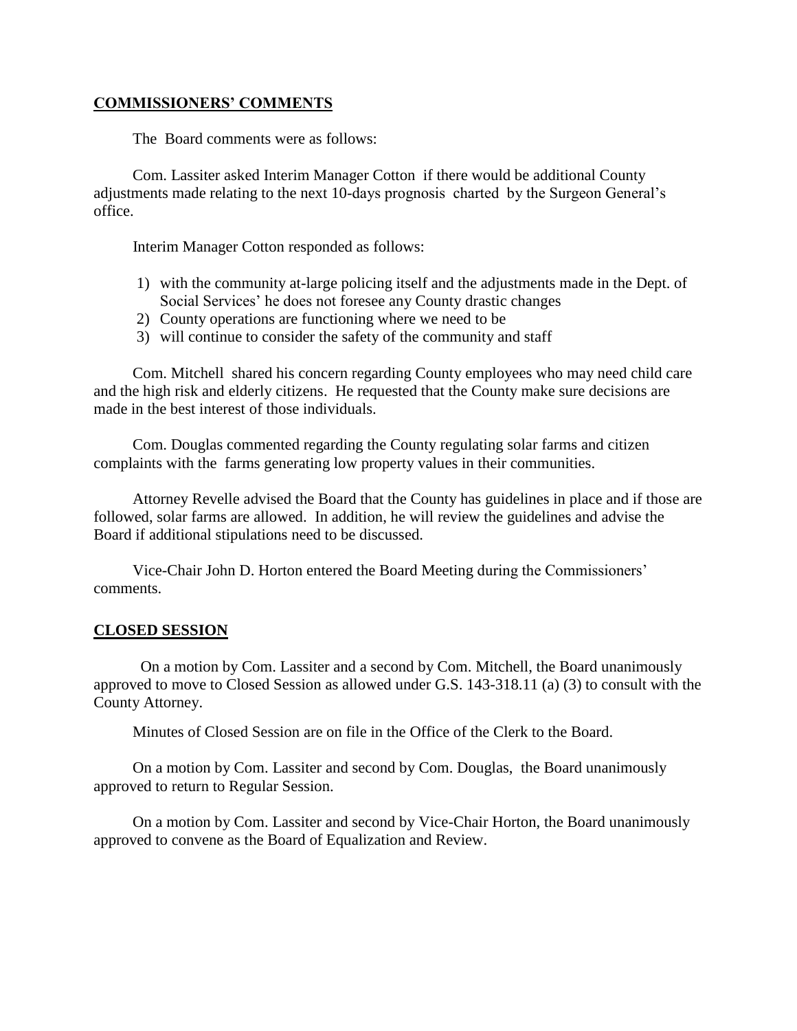## COMMISSIONERS' COMMENTS

The Board comments were as follows:

Com. Lassiter asked Interim Manager Cotton if there would be additional County adjustments made relating to the next 10-days prognosis charted by the Surgeon General's office.

Interim Manager Cotton responded as follows:

1) with the community at-large policing itself and the adjustments made in the Dept. of Social Services' he does not foresee any County drastic changes
2) County operations are functioning where we need to be
3) will continue to consider the safety of the community and staff

Com. Mitchell shared his concern regarding County employees who may need child care and the high risk and elderly citizens. He requested that the County make sure decisions are made in the best interest of those individuals.

Com. Douglas commented regarding the County regulating solar farms and citizen complaints with the farms generating low property values in their communities.

Attorney Revelle advised the Board that the County has guidelines in place and if those are followed, solar farms are allowed. In addition, he will review the guidelines and advise the Board if additional stipulations need to be discussed.

Vice-Chair John D. Horton entered the Board Meeting during the Commissioners' comments.

## CLOSED SESSION

On a motion by Com. Lassiter and a second by Com. Mitchell, the Board unanimously approved to move to Closed Session as allowed under G.S. 143-318.11 (a) (3) to consult with the County Attorney.

Minutes of Closed Session are on file in the Office of the Clerk to the Board.

On a motion by Com. Lassiter and second by Com. Douglas, the Board unanimously approved to return to Regular Session.

On a motion by Com. Lassiter and second by Vice-Chair Horton, the Board unanimously approved to convene as the Board of Equalization and Review.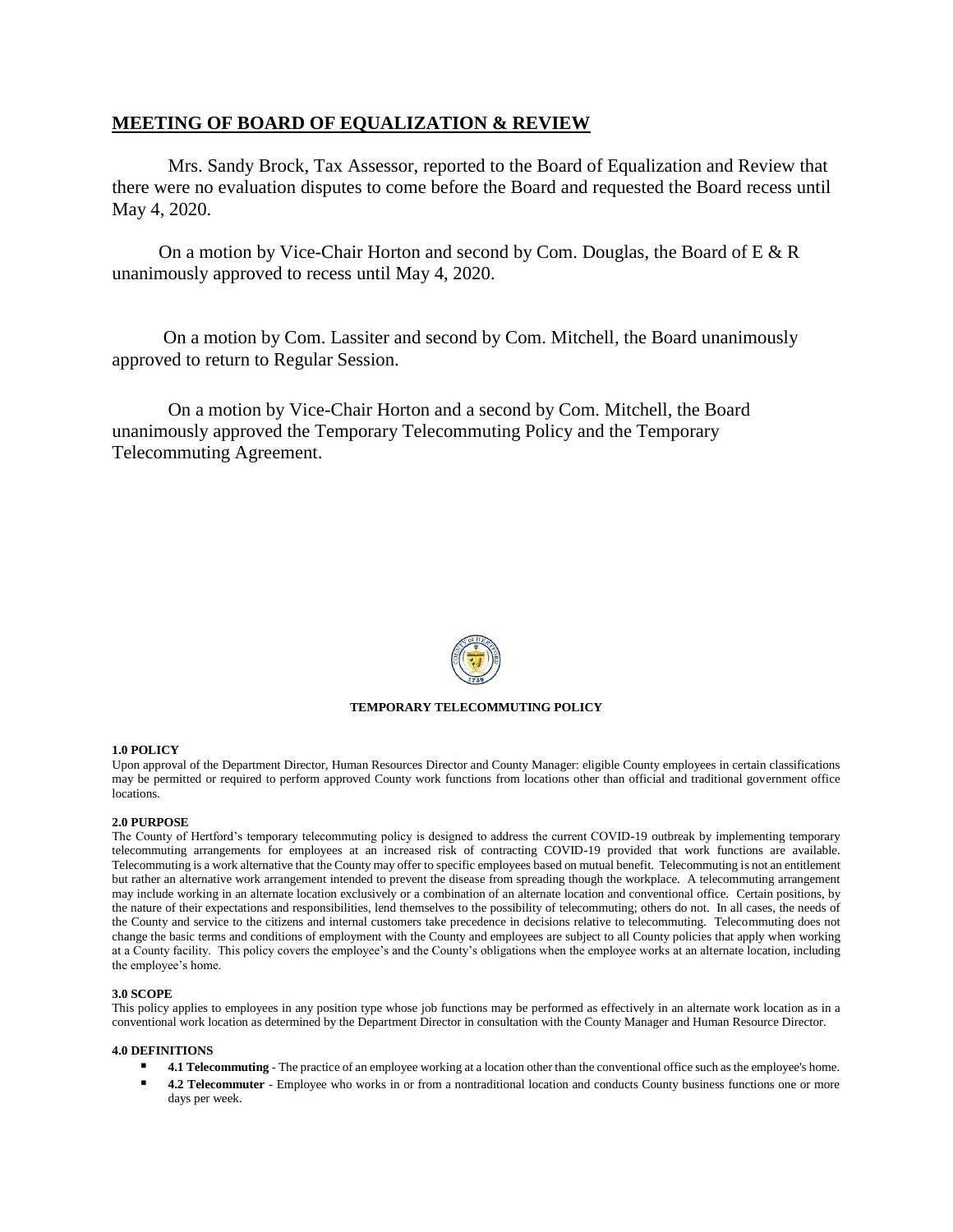## MEETING OF BOARD OF EQUALIZATION & REVIEW

Mrs. Sandy Brock, Tax Assessor, reported to the Board of Equalization and Review that there were no evaluation disputes to come before the Board and requested the Board recess until May 4, 2020.

On a motion by Vice-Chair Horton and second by Com. Douglas, the Board of E & R unanimously approved to recess until May 4, 2020.

On a motion by Com. Lassiter and second by Com. Mitchell, the Board unanimously approved to return to Regular Session.

On a motion by Vice-Chair Horton and a second by Com. Mitchell, the Board unanimously approved the Temporary Telecommuting Policy and the Temporary Telecommuting Agreement.

**TEMPORARY TELECOMMUTING POLICY**

**1.0 POLICY**

Upon approval of the Department Director, Human Resources Director and County Manager: eligible County employees in certain classifications may be permitted or required to perform approved County work functions from locations other than official and traditional government office locations.

**2.0 PURPOSE**

The County of Hertford's temporary telecommuting policy is designed to address the current COVID-19 outbreak by implementing temporary telecommuting arrangements for employees at an increased risk of contracting COVID-19 provided that work functions are available. Telecommuting is a work alternative that the County may offer to specific employees based on mutual benefit. Telecommuting is not an entitlement but rather an alternative work arrangement intended to prevent the disease from spreading though the workplace. A telecommuting arrangement may include working in an alternate location exclusively or a combination of an alternate location and conventional office. Certain positions, by the nature of their expectations and responsibilities, lend themselves to the possibility of telecommuting; others do not. In all cases, the needs of the County and service to the citizens and internal customers take precedence in decisions relative to telecommuting. Telecommuting does not change the basic terms and conditions of employment with the County and employees are subject to all County policies that apply when working at a County facility. This policy covers the employee's and the County's obligations when the employee works at an alternate location, including the employee's home.

**3.0 SCOPE**

This policy applies to employees in any position type whose job functions may be performed as effectively in an alternate work location as in a conventional work location as determined by the Department Director in consultation with the County Manager and Human Resource Director.

**4.0 DEFINITIONS**

- **4.1 Telecommuting** - The practice of an employee working at a location other than the conventional office such as the employee's home.
- **4.2 Telecommuter** - Employee who works in or from a nontraditional location and conducts County business functions one or more days per week.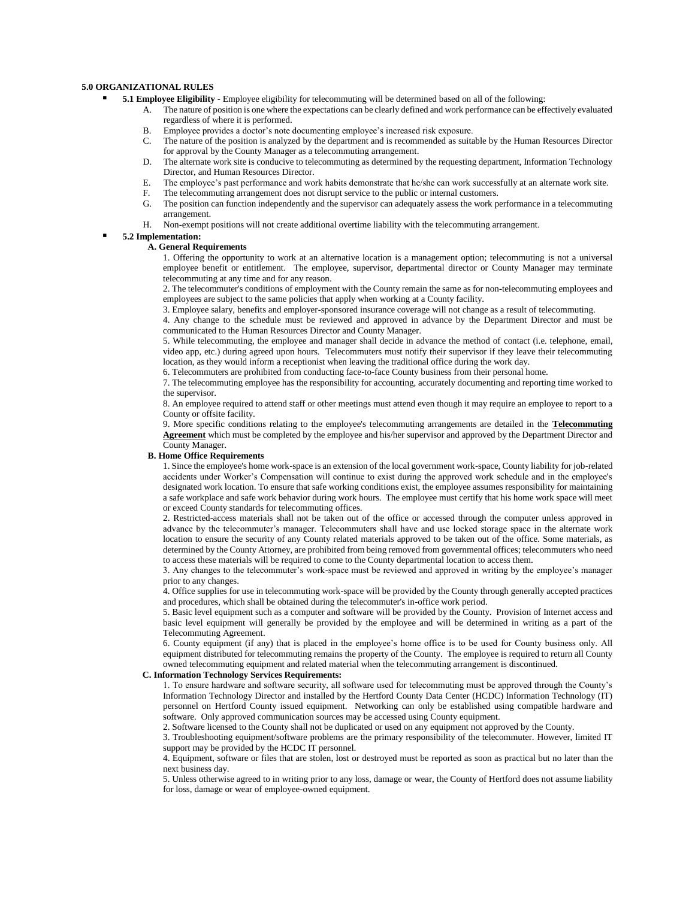**5.0 ORGANIZATIONAL RULES**

- **5.1 Employee Eligibility** - Employee eligibility for telecommuting will be determined based on all of the following:
  A. The nature of position is one where the expectations can be clearly defined and work performance can be effectively evaluated regardless of where it is performed.
  B. Employee provides a doctor's note documenting employee's increased risk exposure.
  C. The nature of the position is analyzed by the department and is recommended as suitable by the Human Resources Director for approval by the County Manager as a telecommuting arrangement.
  D. The alternate work site is conducive to telecommuting as determined by the requesting department, Information Technology Director, and Human Resources Director.
  E. The employee's past performance and work habits demonstrate that he/she can work successfully at an alternate work site.
  F. The telecommuting arrangement does not disrupt service to the public or internal customers.
  G. The position can function independently and the supervisor can adequately assess the work performance in a telecommuting arrangement.
  H. Non-exempt positions will not create additional overtime liability with the telecommuting arrangement.

- **5.2 Implementation:**

**A. General Requirements**

1. Offering the opportunity to work at an alternative location is a management option; telecommuting is not a universal employee benefit or entitlement. The employee, supervisor, departmental director or County Manager may terminate telecommuting at any time and for any reason.

2. The telecommuter's conditions of employment with the County remain the same as for non-telecommuting employees and employees are subject to the same policies that apply when working at a County facility.

3. Employee salary, benefits and employer-sponsored insurance coverage will not change as a result of telecommuting.

4. Any change to the schedule must be reviewed and approved in advance by the Department Director and must be communicated to the Human Resources Director and County Manager.

5. While telecommuting, the employee and manager shall decide in advance the method of contact (i.e. telephone, email, video app, etc.) during agreed upon hours. Telecommuters must notify their supervisor if they leave their telecommuting location, as they would inform a receptionist when leaving the traditional office during the work day.

6. Telecommuters are prohibited from conducting face-to-face County business from their personal home.

7. The telecommuting employee has the responsibility for accounting, accurately documenting and reporting time worked to the supervisor.

8. An employee required to attend staff or other meetings must attend even though it may require an employee to report to a County or offsite facility.

9. More specific conditions relating to the employee's telecommuting arrangements are detailed in the **Telecommuting Agreement** which must be completed by the employee and his/her supervisor and approved by the Department Director and County Manager.

**B. Home Office Requirements**

1. Since the employee's home work-space is an extension of the local government work-space, County liability for job-related accidents under Worker's Compensation will continue to exist during the approved work schedule and in the employee's designated work location. To ensure that safe working conditions exist, the employee assumes responsibility for maintaining a safe workplace and safe work behavior during work hours. The employee must certify that his home work space will meet or exceed County standards for telecommuting offices.

2. Restricted-access materials shall not be taken out of the office or accessed through the computer unless approved in advance by the telecommuter's manager. Telecommuters shall have and use locked storage space in the alternate work location to ensure the security of any County related materials approved to be taken out of the office. Some materials, as determined by the County Attorney, are prohibited from being removed from governmental offices; telecommuters who need to access these materials will be required to come to the County departmental location to access them.

3. Any changes to the telecommuter's work-space must be reviewed and approved in writing by the employee's manager prior to any changes.

4. Office supplies for use in telecommuting work-space will be provided by the County through generally accepted practices and procedures, which shall be obtained during the telecommuter's in-office work period.

5. Basic level equipment such as a computer and software will be provided by the County. Provision of Internet access and basic level equipment will generally be provided by the employee and will be determined in writing as a part of the Telecommuting Agreement.

6. County equipment (if any) that is placed in the employee's home office is to be used for County business only. All equipment distributed for telecommuting remains the property of the County. The employee is required to return all County owned telecommuting equipment and related material when the telecommuting arrangement is discontinued.

**C. Information Technology Services Requirements:**

1. To ensure hardware and software security, all software used for telecommuting must be approved through the County's Information Technology Director and installed by the Hertford County Data Center (HCDC) Information Technology (IT) personnel on Hertford County issued equipment. Networking can only be established using compatible hardware and software. Only approved communication sources may be accessed using County equipment.

2. Software licensed to the County shall not be duplicated or used on any equipment not approved by the County.

3. Troubleshooting equipment/software problems are the primary responsibility of the telecommuter. However, limited IT support may be provided by the HCDC IT personnel.

4. Equipment, software or files that are stolen, lost or destroyed must be reported as soon as practical but no later than the next business day.

5. Unless otherwise agreed to in writing prior to any loss, damage or wear, the County of Hertford does not assume liability for loss, damage or wear of employee-owned equipment.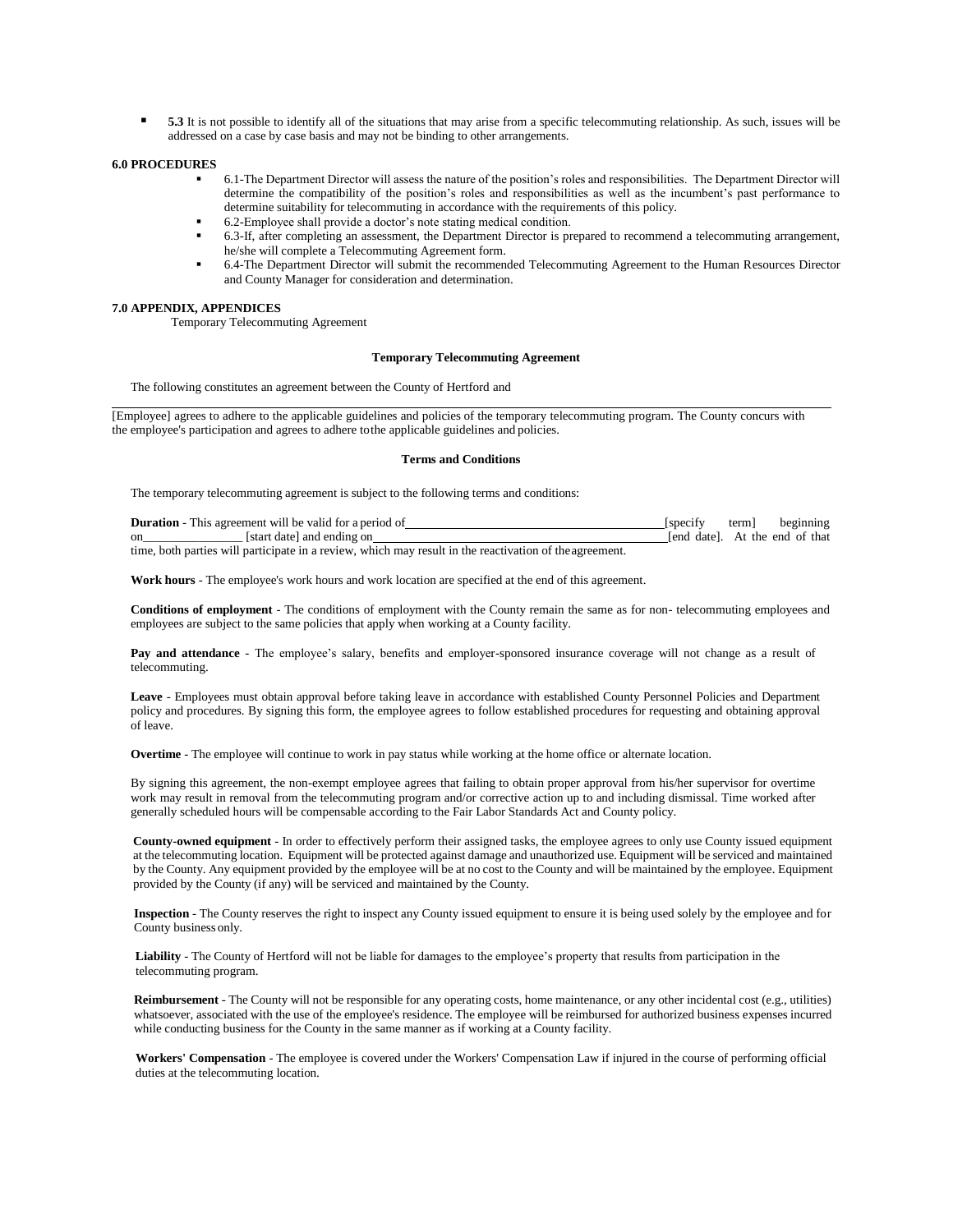- **5.3** It is not possible to identify all of the situations that may arise from a specific telecommuting relationship. As such, issues will be addressed on a case by case basis and may not be binding to other arrangements.

**6.0 PROCEDURES**

- 6.1-The Department Director will assess the nature of the position's roles and responsibilities. The Department Director will determine the compatibility of the position's roles and responsibilities as well as the incumbent's past performance to determine suitability for telecommuting in accordance with the requirements of this policy.
- 6.2-Employee shall provide a doctor's note stating medical condition.
- 6.3-If, after completing an assessment, the Department Director is prepared to recommend a telecommuting arrangement, he/she will complete a Telecommuting Agreement form.
- 6.4-The Department Director will submit the recommended Telecommuting Agreement to the Human Resources Director and County Manager for consideration and determination.

**7.0 APPENDIX, APPENDICES**

Temporary Telecommuting Agreement

**Temporary Telecommuting Agreement**

The following constitutes an agreement between the County of Hertford and

\_\_\_\_\_\_\_\_\_\_\_\_\_\_\_\_\_\_\_\_\_\_\_\_\_\_\_\_\_\_\_\_\_\_\_\_\_\_\_\_\_\_\_\_\_\_\_\_\_\_\_\_\_\_\_\_\_\_\_\_\_\_\_\_\_\_\_\_\_\_\_\_\_\_\_\_

[Employee] agrees to adhere to the applicable guidelines and policies of the temporary telecommuting program. The County concurs with the employee's participation and agrees to adhere to the applicable guidelines and policies.

**Terms and Conditions**

The temporary telecommuting agreement is subject to the following terms and conditions:

**Duration** - This agreement will be valid for a period of\_\_\_\_\_\_\_\_\_\_\_\_\_\_\_\_\_\_\_\_\_\_\_\_\_\_\_\_\_\_\_\_[specify term] beginning on\_\_\_\_\_\_\_\_\_\_\_\_\_\_\_\_ [start date] and ending on\_\_\_\_\_\_\_\_\_\_\_\_\_\_\_\_\_\_\_\_\_\_\_\_\_\_\_\_\_\_\_\_[end date]. At the end of that time, both parties will participate in a review, which may result in the reactivation of the agreement.

**Work hours** - The employee's work hours and work location are specified at the end of this agreement.

**Conditions of employment** - The conditions of employment with the County remain the same as for non- telecommuting employees and employees are subject to the same policies that apply when working at a County facility.

**Pay and attendance** - The employee's salary, benefits and employer-sponsored insurance coverage will not change as a result of telecommuting.

**Leave** - Employees must obtain approval before taking leave in accordance with established County Personnel Policies and Department policy and procedures. By signing this form, the employee agrees to follow established procedures for requesting and obtaining approval of leave.

**Overtime** - The employee will continue to work in pay status while working at the home office or alternate location.

By signing this agreement, the non-exempt employee agrees that failing to obtain proper approval from his/her supervisor for overtime work may result in removal from the telecommuting program and/or corrective action up to and including dismissal. Time worked after generally scheduled hours will be compensable according to the Fair Labor Standards Act and County policy.

**County-owned equipment** - In order to effectively perform their assigned tasks, the employee agrees to only use County issued equipment at the telecommuting location. Equipment will be protected against damage and unauthorized use. Equipment will be serviced and maintained by the County. Any equipment provided by the employee will be at no cost to the County and will be maintained by the employee. Equipment provided by the County (if any) will be serviced and maintained by the County.

**Inspection** - The County reserves the right to inspect any County issued equipment to ensure it is being used solely by the employee and for County business only.

**Liability** - The County of Hertford will not be liable for damages to the employee's property that results from participation in the telecommuting program.

**Reimbursement** - The County will not be responsible for any operating costs, home maintenance, or any other incidental cost (e.g., utilities) whatsoever, associated with the use of the employee's residence. The employee will be reimbursed for authorized business expenses incurred while conducting business for the County in the same manner as if working at a County facility.

**Workers' Compensation** - The employee is covered under the Workers' Compensation Law if injured in the course of performing official duties at the telecommuting location.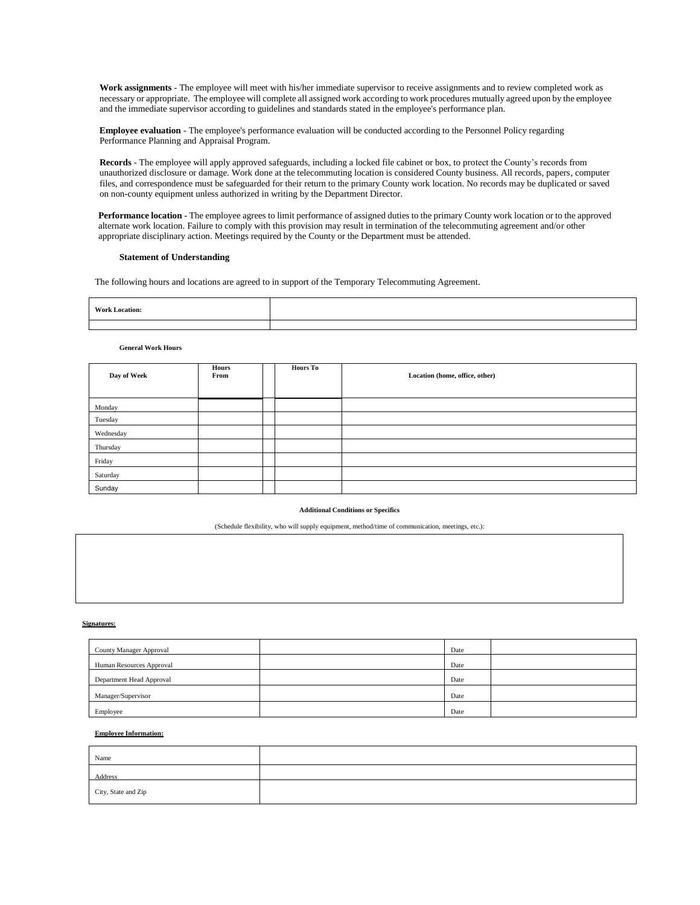**Work assignments** - The employee will meet with his/her immediate supervisor to receive assignments and to review completed work as necessary or appropriate. The employee will complete all assigned work according to work procedures mutually agreed upon by the employee and the immediate supervisor according to guidelines and standards stated in the employee's performance plan.

**Employee evaluation** - The employee's performance evaluation will be conducted according to the Personnel Policy regarding Performance Planning and Appraisal Program.

**Records** - The employee will apply approved safeguards, including a locked file cabinet or box, to protect the County's records from unauthorized disclosure or damage. Work done at the telecommuting location is considered County business. All records, papers, computer files, and correspondence must be safeguarded for their return to the primary County work location. No records may be duplicated or saved on non-county equipment unless authorized in writing by the Department Director.

**Performance location** - The employee agrees to limit performance of assigned duties to the primary County work location or to the approved alternate work location. Failure to comply with this provision may result in termination of the telecommuting agreement and/or other appropriate disciplinary action. Meetings required by the County or the Department must be attended.

**Statement of Understanding**

The following hours and locations are agreed to in support of the Temporary Telecommuting Agreement.

| **Work Location:** | |
|---|---|
| | |

**General Work Hours**

| Day of Week | Hours From | | Hours To | Location (home, office, other) |
|---|---|---|---|---|
| Monday | | | | |
| Tuesday | | | | |
| Wednesday | | | | |
| Thursday | | | | |
| Friday | | | | |
| Saturday | | | | |
| Sunday | | | | |

**Additional Conditions or Specifics**

(Schedule flexibility, who will supply equipment, method/time of communication, meetings, etc.):

**Signatures:**

| County Manager Approval | | Date | |
|---|---|---|---|
| Human Resources Approval | | Date | |
| Department Head Approval | | Date | |
| Manager/Supervisor | | Date | |
| Employee | | Date | |

**Employee Information:**

| Name | |
|---|---|
| Address | |
| City, State and Zip | |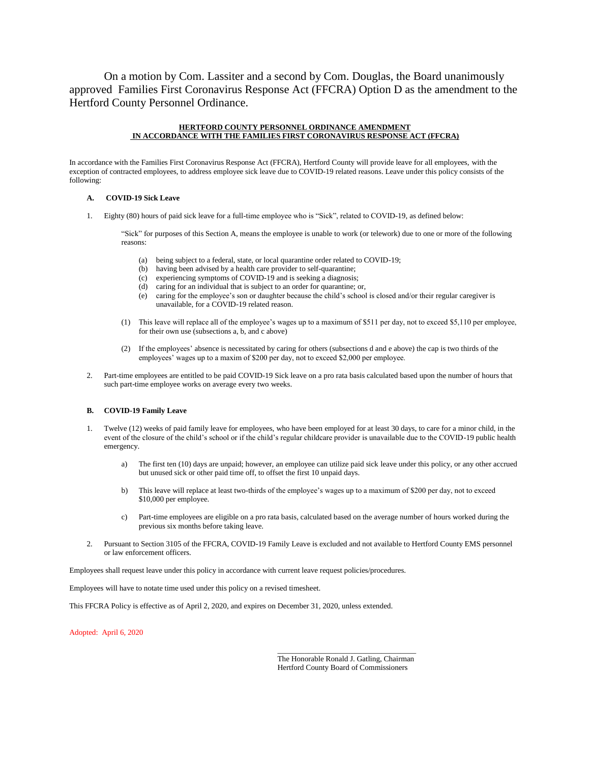On a motion by Com. Lassiter and a second by Com. Douglas, the Board unanimously approved Families First Coronavirus Response Act (FFCRA) Option D as the amendment to the Hertford County Personnel Ordinance.

**HERTFORD COUNTY PERSONNEL ORDINANCE AMENDMENT**
**IN ACCORDANCE WITH THE FAMILIES FIRST CORONAVIRUS RESPONSE ACT (FFCRA)**

In accordance with the Families First Coronavirus Response Act (FFCRA), Hertford County will provide leave for all employees, with the exception of contracted employees, to address employee sick leave due to COVID-19 related reasons. Leave under this policy consists of the following:

**A. COVID-19 Sick Leave**

1. Eighty (80) hours of paid sick leave for a full-time employee who is "Sick", related to COVID-19, as defined below:

   "Sick" for purposes of this Section A, means the employee is unable to work (or telework) due to one or more of the following reasons:

   (a) being subject to a federal, state, or local quarantine order related to COVID-19;
   (b) having been advised by a health care provider to self-quarantine;
   (c) experiencing symptoms of COVID-19 and is seeking a diagnosis;
   (d) caring for an individual that is subject to an order for quarantine; or,
   (e) caring for the employee's son or daughter because the child's school is closed and/or their regular caregiver is unavailable, for a COVID-19 related reason.

   (1) This leave will replace all of the employee's wages up to a maximum of $511 per day, not to exceed $5,110 per employee, for their own use (subsections a, b, and c above)

   (2) If the employees' absence is necessitated by caring for others (subsections d and e above) the cap is two thirds of the employees' wages up to a maxim of $200 per day, not to exceed $2,000 per employee.

2. Part-time employees are entitled to be paid COVID-19 Sick leave on a pro rata basis calculated based upon the number of hours that such part-time employee works on average every two weeks.

**B. COVID-19 Family Leave**

1. Twelve (12) weeks of paid family leave for employees, who have been employed for at least 30 days, to care for a minor child, in the event of the closure of the child's school or if the child's regular childcare provider is unavailable due to the COVID-19 public health emergency.

   a) The first ten (10) days are unpaid; however, an employee can utilize paid sick leave under this policy, or any other accrued but unused sick or other paid time off, to offset the first 10 unpaid days.

   b) This leave will replace at least two-thirds of the employee's wages up to a maximum of $200 per day, not to exceed $10,000 per employee.

   c) Part-time employees are eligible on a pro rata basis, calculated based on the average number of hours worked during the previous six months before taking leave.

2. Pursuant to Section 3105 of the FFCRA, COVID-19 Family Leave is excluded and not available to Hertford County EMS personnel or law enforcement officers.

Employees shall request leave under this policy in accordance with current leave request policies/procedures.

Employees will have to notate time used under this policy on a revised timesheet.

This FFCRA Policy is effective as of April 2, 2020, and expires on December 31, 2020, unless extended.

Adopted: April 6, 2020

\_\_\_\_\_\_\_\_\_\_\_\_\_\_\_\_\_\_\_\_\_\_\_\_\_\_\_\_\_\_\_\_\_\_\_\_
The Honorable Ronald J. Gatling, Chairman
Hertford County Board of Commissioners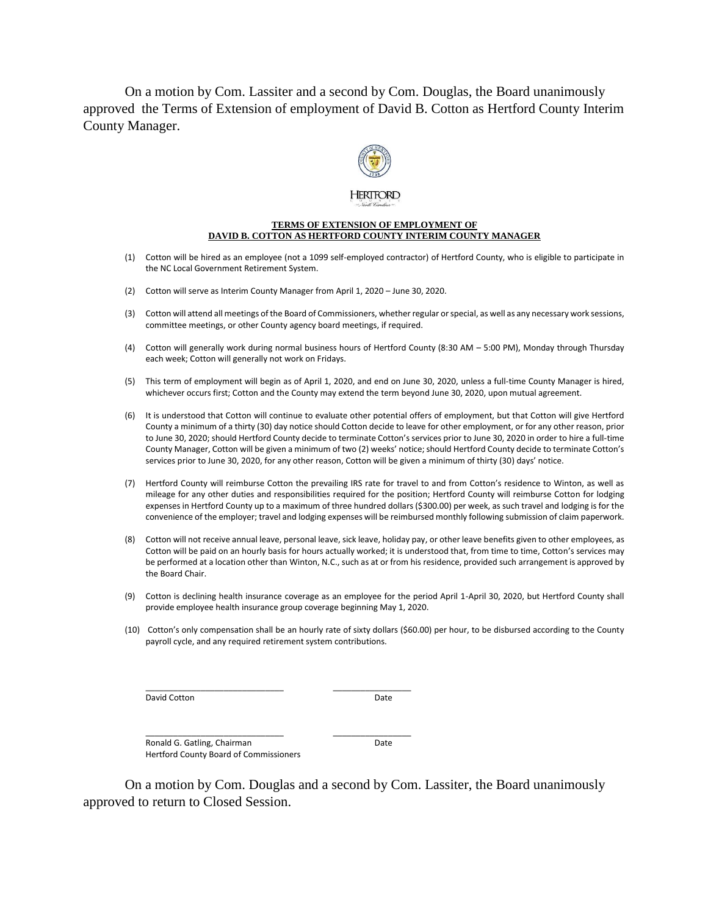On a motion by Com. Lassiter and a second by Com. Douglas, the Board unanimously approved the Terms of Extension of employment of David B. Cotton as Hertford County Interim County Manager.

HERTFORD

**TERMS OF EXTENSION OF EMPLOYMENT OF**
**DAVID B. COTTON AS HERTFORD COUNTY INTERIM COUNTY MANAGER**

(1) Cotton will be hired as an employee (not a 1099 self-employed contractor) of Hertford County, who is eligible to participate in the NC Local Government Retirement System.

(2) Cotton will serve as Interim County Manager from April 1, 2020 – June 30, 2020.

(3) Cotton will attend all meetings of the Board of Commissioners, whether regular or special, as well as any necessary work sessions, committee meetings, or other County agency board meetings, if required.

(4) Cotton will generally work during normal business hours of Hertford County (8:30 AM – 5:00 PM), Monday through Thursday each week; Cotton will generally not work on Fridays.

(5) This term of employment will begin as of April 1, 2020, and end on June 30, 2020, unless a full-time County Manager is hired, whichever occurs first; Cotton and the County may extend the term beyond June 30, 2020, upon mutual agreement.

(6) It is understood that Cotton will continue to evaluate other potential offers of employment, but that Cotton will give Hertford County a minimum of a thirty (30) day notice should Cotton decide to leave for other employment, or for any other reason, prior to June 30, 2020; should Hertford County decide to terminate Cotton's services prior to June 30, 2020 in order to hire a full-time County Manager, Cotton will be given a minimum of two (2) weeks' notice; should Hertford County decide to terminate Cotton's services prior to June 30, 2020, for any other reason, Cotton will be given a minimum of thirty (30) days' notice.

(7) Hertford County will reimburse Cotton the prevailing IRS rate for travel to and from Cotton's residence to Winton, as well as mileage for any other duties and responsibilities required for the position; Hertford County will reimburse Cotton for lodging expenses in Hertford County up to a maximum of three hundred dollars ($300.00) per week, as such travel and lodging is for the convenience of the employer; travel and lodging expenses will be reimbursed monthly following submission of claim paperwork.

(8) Cotton will not receive annual leave, personal leave, sick leave, holiday pay, or other leave benefits given to other employees, as Cotton will be paid on an hourly basis for hours actually worked; it is understood that, from time to time, Cotton's services may be performed at a location other than Winton, N.C., such as at or from his residence, provided such arrangement is approved by the Board Chair.

(9) Cotton is declining health insurance coverage as an employee for the period April 1-April 30, 2020, but Hertford County shall provide employee health insurance group coverage beginning May 1, 2020.

(10) Cotton's only compensation shall be an hourly rate of sixty dollars ($60.00) per hour, to be disbursed according to the County payroll cycle, and any required retirement system contributions.

\_\_\_\_\_\_\_\_\_\_\_\_\_\_\_\_\_\_\_\_\_\_\_\_\_\_\_\_\_\_ \_\_\_\_\_\_\_\_\_\_\_\_\_\_\_\_\_
David Cotton Date

\_\_\_\_\_\_\_\_\_\_\_\_\_\_\_\_\_\_\_\_\_\_\_\_\_\_\_\_\_\_ \_\_\_\_\_\_\_\_\_\_\_\_\_\_\_\_\_
Ronald G. Gatling, Chairman Date
Hertford County Board of Commissioners

On a motion by Com. Douglas and a second by Com. Lassiter, the Board unanimously approved to return to Closed Session.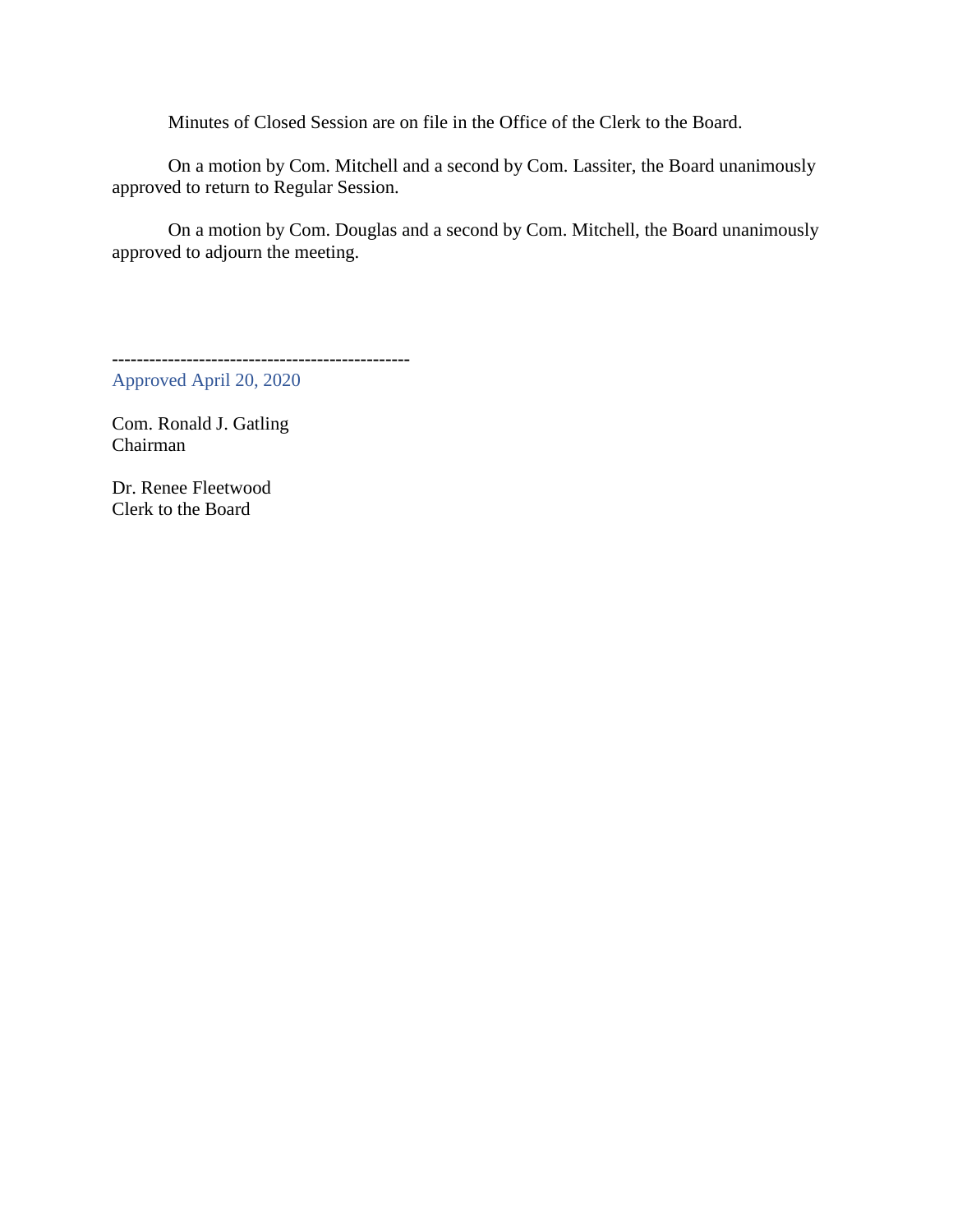Minutes of Closed Session are on file in the Office of the Clerk to the Board.

On a motion by Com. Mitchell and a second by Com. Lassiter, the Board unanimously approved to return to Regular Session.

On a motion by Com. Douglas and a second by Com. Mitchell, the Board unanimously approved to adjourn the meeting.

-----------------------------------------------
Approved April 20, 2020

Com. Ronald J. Gatling
Chairman

Dr. Renee Fleetwood
Clerk to the Board